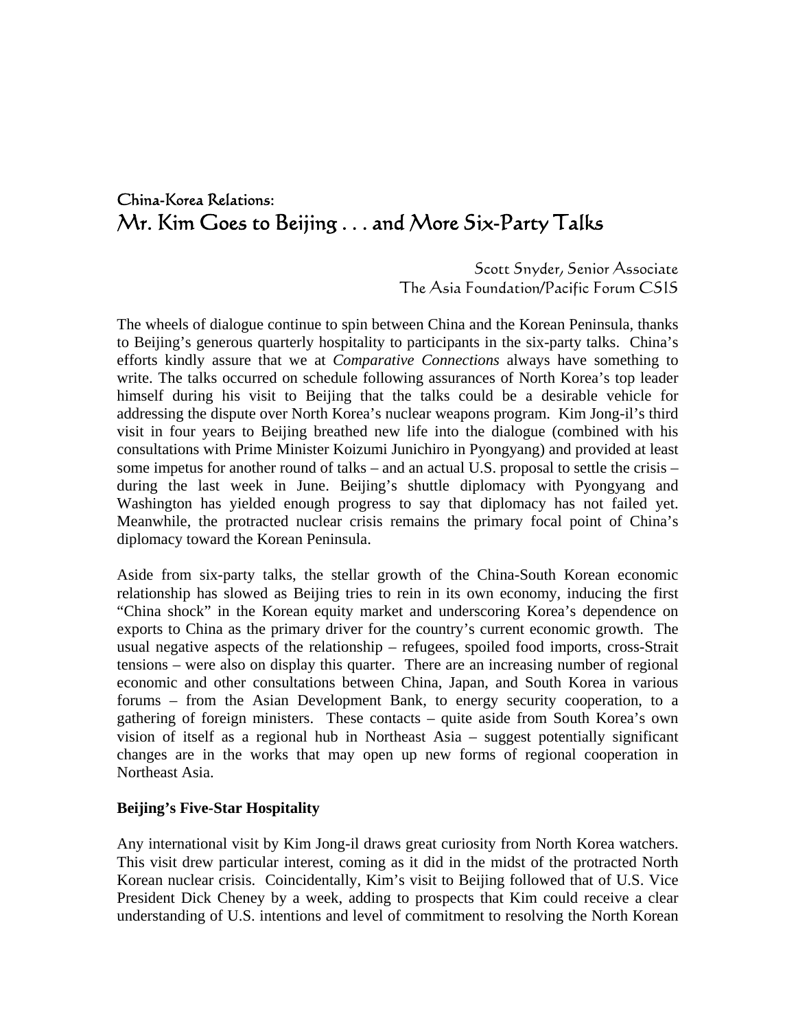# China-Korea Relations:
# Mr. Kim Goes to Beijing . . . and More Six-Party Talks

Scott Snyder, Senior Associate
The Asia Foundation/Pacific Forum CSIS

The wheels of dialogue continue to spin between China and the Korean Peninsula, thanks to Beijing's generous quarterly hospitality to participants in the six-party talks. China's efforts kindly assure that we at *Comparative Connections* always have something to write. The talks occurred on schedule following assurances of North Korea's top leader himself during his visit to Beijing that the talks could be a desirable vehicle for addressing the dispute over North Korea's nuclear weapons program. Kim Jong-il's third visit in four years to Beijing breathed new life into the dialogue (combined with his consultations with Prime Minister Koizumi Junichiro in Pyongyang) and provided at least some impetus for another round of talks – and an actual U.S. proposal to settle the crisis – during the last week in June. Beijing's shuttle diplomacy with Pyongyang and Washington has yielded enough progress to say that diplomacy has not failed yet. Meanwhile, the protracted nuclear crisis remains the primary focal point of China's diplomacy toward the Korean Peninsula.

Aside from six-party talks, the stellar growth of the China-South Korean economic relationship has slowed as Beijing tries to rein in its own economy, inducing the first "China shock" in the Korean equity market and underscoring Korea's dependence on exports to China as the primary driver for the country's current economic growth. The usual negative aspects of the relationship – refugees, spoiled food imports, cross-Strait tensions – were also on display this quarter. There are an increasing number of regional economic and other consultations between China, Japan, and South Korea in various forums – from the Asian Development Bank, to energy security cooperation, to a gathering of foreign ministers. These contacts – quite aside from South Korea's own vision of itself as a regional hub in Northeast Asia – suggest potentially significant changes are in the works that may open up new forms of regional cooperation in Northeast Asia.

**Beijing's Five-Star Hospitality**

Any international visit by Kim Jong-il draws great curiosity from North Korea watchers. This visit drew particular interest, coming as it did in the midst of the protracted North Korean nuclear crisis. Coincidentally, Kim's visit to Beijing followed that of U.S. Vice President Dick Cheney by a week, adding to prospects that Kim could receive a clear understanding of U.S. intentions and level of commitment to resolving the North Korean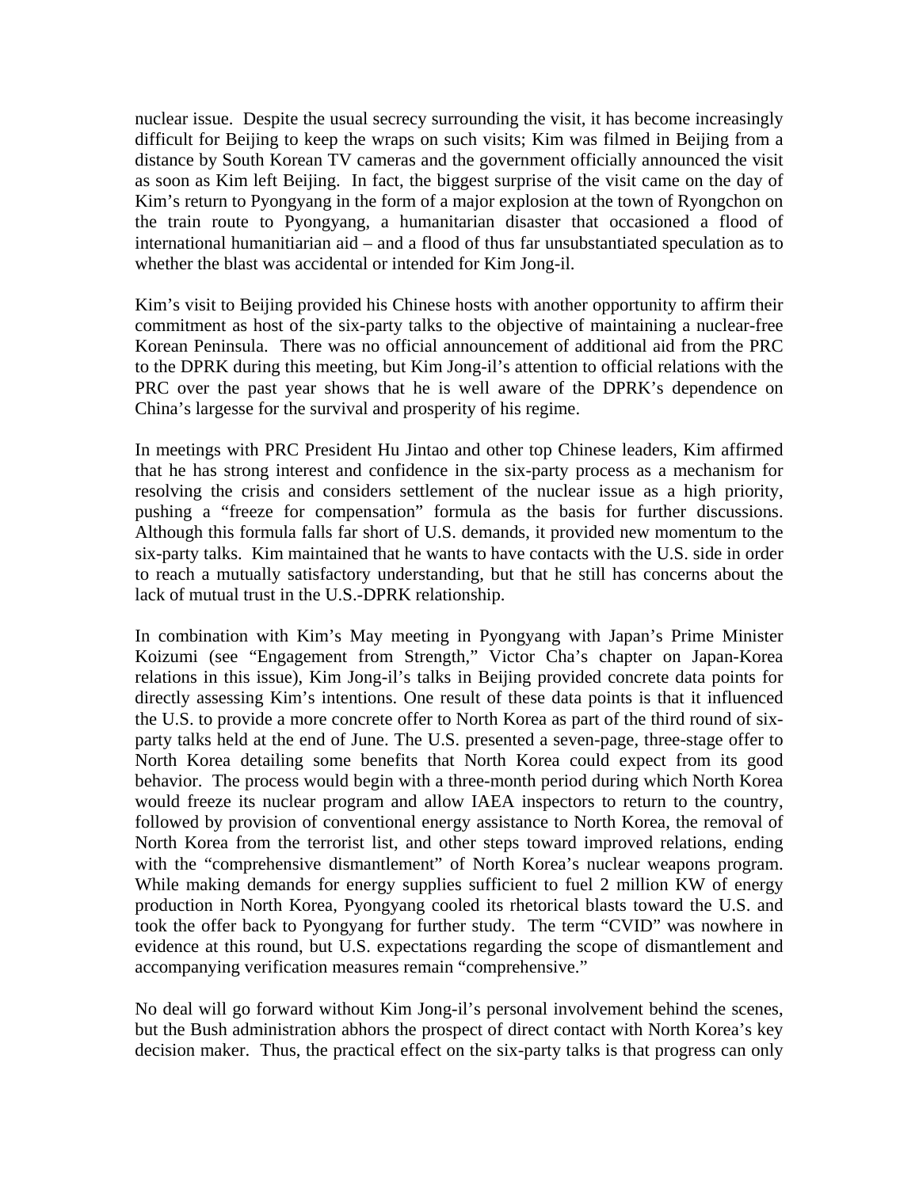nuclear issue. Despite the usual secrecy surrounding the visit, it has become increasingly difficult for Beijing to keep the wraps on such visits; Kim was filmed in Beijing from a distance by South Korean TV cameras and the government officially announced the visit as soon as Kim left Beijing. In fact, the biggest surprise of the visit came on the day of Kim's return to Pyongyang in the form of a major explosion at the town of Ryongchon on the train route to Pyongyang, a humanitarian disaster that occasioned a flood of international humanitiarian aid – and a flood of thus far unsubstantiated speculation as to whether the blast was accidental or intended for Kim Jong-il.

Kim's visit to Beijing provided his Chinese hosts with another opportunity to affirm their commitment as host of the six-party talks to the objective of maintaining a nuclear-free Korean Peninsula. There was no official announcement of additional aid from the PRC to the DPRK during this meeting, but Kim Jong-il's attention to official relations with the PRC over the past year shows that he is well aware of the DPRK's dependence on China's largesse for the survival and prosperity of his regime.

In meetings with PRC President Hu Jintao and other top Chinese leaders, Kim affirmed that he has strong interest and confidence in the six-party process as a mechanism for resolving the crisis and considers settlement of the nuclear issue as a high priority, pushing a "freeze for compensation" formula as the basis for further discussions. Although this formula falls far short of U.S. demands, it provided new momentum to the six-party talks. Kim maintained that he wants to have contacts with the U.S. side in order to reach a mutually satisfactory understanding, but that he still has concerns about the lack of mutual trust in the U.S.-DPRK relationship.

In combination with Kim's May meeting in Pyongyang with Japan's Prime Minister Koizumi (see "Engagement from Strength," Victor Cha's chapter on Japan-Korea relations in this issue), Kim Jong-il's talks in Beijing provided concrete data points for directly assessing Kim's intentions. One result of these data points is that it influenced the U.S. to provide a more concrete offer to North Korea as part of the third round of six-party talks held at the end of June. The U.S. presented a seven-page, three-stage offer to North Korea detailing some benefits that North Korea could expect from its good behavior. The process would begin with a three-month period during which North Korea would freeze its nuclear program and allow IAEA inspectors to return to the country, followed by provision of conventional energy assistance to North Korea, the removal of North Korea from the terrorist list, and other steps toward improved relations, ending with the "comprehensive dismantlement" of North Korea's nuclear weapons program. While making demands for energy supplies sufficient to fuel 2 million KW of energy production in North Korea, Pyongyang cooled its rhetorical blasts toward the U.S. and took the offer back to Pyongyang for further study. The term "CVID" was nowhere in evidence at this round, but U.S. expectations regarding the scope of dismantlement and accompanying verification measures remain "comprehensive."

No deal will go forward without Kim Jong-il's personal involvement behind the scenes, but the Bush administration abhors the prospect of direct contact with North Korea's key decision maker. Thus, the practical effect on the six-party talks is that progress can only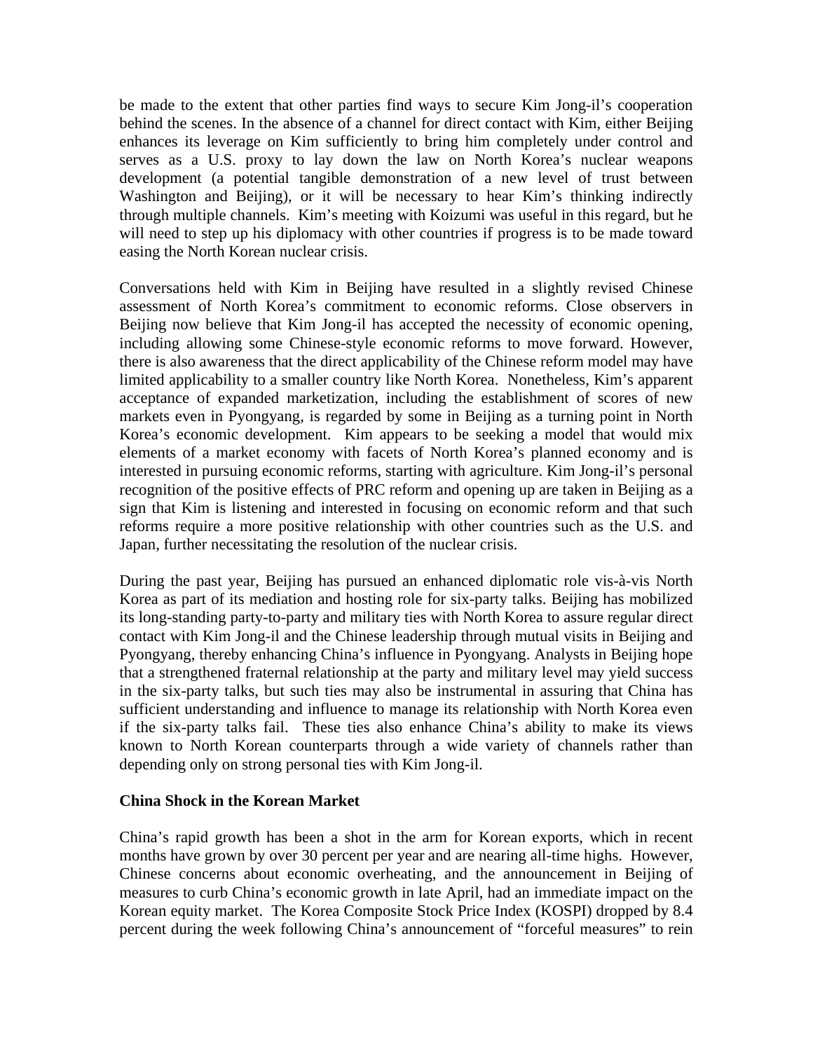be made to the extent that other parties find ways to secure Kim Jong-il's cooperation behind the scenes. In the absence of a channel for direct contact with Kim, either Beijing enhances its leverage on Kim sufficiently to bring him completely under control and serves as a U.S. proxy to lay down the law on North Korea's nuclear weapons development (a potential tangible demonstration of a new level of trust between Washington and Beijing), or it will be necessary to hear Kim's thinking indirectly through multiple channels. Kim's meeting with Koizumi was useful in this regard, but he will need to step up his diplomacy with other countries if progress is to be made toward easing the North Korean nuclear crisis.

Conversations held with Kim in Beijing have resulted in a slightly revised Chinese assessment of North Korea's commitment to economic reforms. Close observers in Beijing now believe that Kim Jong-il has accepted the necessity of economic opening, including allowing some Chinese-style economic reforms to move forward. However, there is also awareness that the direct applicability of the Chinese reform model may have limited applicability to a smaller country like North Korea. Nonetheless, Kim's apparent acceptance of expanded marketization, including the establishment of scores of new markets even in Pyongyang, is regarded by some in Beijing as a turning point in North Korea's economic development. Kim appears to be seeking a model that would mix elements of a market economy with facets of North Korea's planned economy and is interested in pursuing economic reforms, starting with agriculture. Kim Jong-il's personal recognition of the positive effects of PRC reform and opening up are taken in Beijing as a sign that Kim is listening and interested in focusing on economic reform and that such reforms require a more positive relationship with other countries such as the U.S. and Japan, further necessitating the resolution of the nuclear crisis.

During the past year, Beijing has pursued an enhanced diplomatic role vis-à-vis North Korea as part of its mediation and hosting role for six-party talks. Beijing has mobilized its long-standing party-to-party and military ties with North Korea to assure regular direct contact with Kim Jong-il and the Chinese leadership through mutual visits in Beijing and Pyongyang, thereby enhancing China's influence in Pyongyang. Analysts in Beijing hope that a strengthened fraternal relationship at the party and military level may yield success in the six-party talks, but such ties may also be instrumental in assuring that China has sufficient understanding and influence to manage its relationship with North Korea even if the six-party talks fail. These ties also enhance China's ability to make its views known to North Korean counterparts through a wide variety of channels rather than depending only on strong personal ties with Kim Jong-il.

**China Shock in the Korean Market**

China's rapid growth has been a shot in the arm for Korean exports, which in recent months have grown by over 30 percent per year and are nearing all-time highs. However, Chinese concerns about economic overheating, and the announcement in Beijing of measures to curb China's economic growth in late April, had an immediate impact on the Korean equity market. The Korea Composite Stock Price Index (KOSPI) dropped by 8.4 percent during the week following China's announcement of "forceful measures" to rein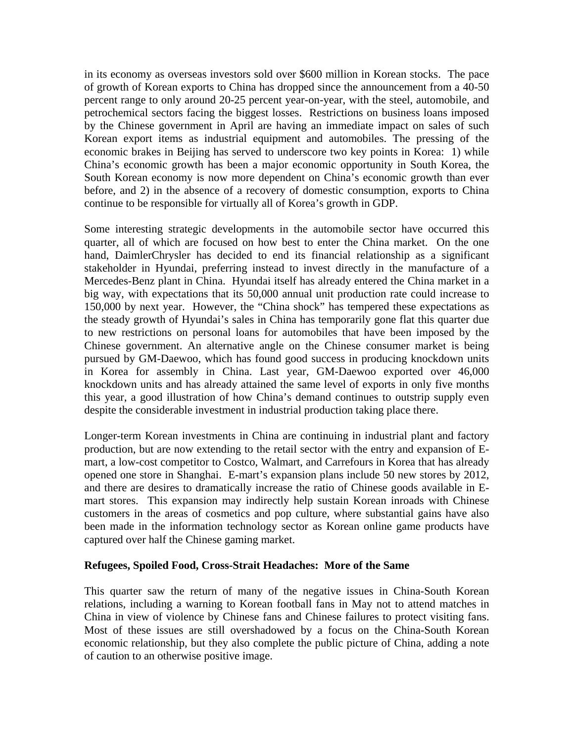in its economy as overseas investors sold over $600 million in Korean stocks. The pace of growth of Korean exports to China has dropped since the announcement from a 40-50 percent range to only around 20-25 percent year-on-year, with the steel, automobile, and petrochemical sectors facing the biggest losses. Restrictions on business loans imposed by the Chinese government in April are having an immediate impact on sales of such Korean export items as industrial equipment and automobiles. The pressing of the economic brakes in Beijing has served to underscore two key points in Korea: 1) while China's economic growth has been a major economic opportunity in South Korea, the South Korean economy is now more dependent on China's economic growth than ever before, and 2) in the absence of a recovery of domestic consumption, exports to China continue to be responsible for virtually all of Korea's growth in GDP.

Some interesting strategic developments in the automobile sector have occurred this quarter, all of which are focused on how best to enter the China market. On the one hand, DaimlerChrysler has decided to end its financial relationship as a significant stakeholder in Hyundai, preferring instead to invest directly in the manufacture of a Mercedes-Benz plant in China. Hyundai itself has already entered the China market in a big way, with expectations that its 50,000 annual unit production rate could increase to 150,000 by next year. However, the "China shock" has tempered these expectations as the steady growth of Hyundai's sales in China has temporarily gone flat this quarter due to new restrictions on personal loans for automobiles that have been imposed by the Chinese government. An alternative angle on the Chinese consumer market is being pursued by GM-Daewoo, which has found good success in producing knockdown units in Korea for assembly in China. Last year, GM-Daewoo exported over 46,000 knockdown units and has already attained the same level of exports in only five months this year, a good illustration of how China's demand continues to outstrip supply even despite the considerable investment in industrial production taking place there.

Longer-term Korean investments in China are continuing in industrial plant and factory production, but are now extending to the retail sector with the entry and expansion of E-mart, a low-cost competitor to Costco, Walmart, and Carrefours in Korea that has already opened one store in Shanghai. E-mart's expansion plans include 50 new stores by 2012, and there are desires to dramatically increase the ratio of Chinese goods available in E-mart stores. This expansion may indirectly help sustain Korean inroads with Chinese customers in the areas of cosmetics and pop culture, where substantial gains have also been made in the information technology sector as Korean online game products have captured over half the Chinese gaming market.

**Refugees, Spoiled Food, Cross-Strait Headaches: More of the Same**

This quarter saw the return of many of the negative issues in China-South Korean relations, including a warning to Korean football fans in May not to attend matches in China in view of violence by Chinese fans and Chinese failures to protect visiting fans. Most of these issues are still overshadowed by a focus on the China-South Korean economic relationship, but they also complete the public picture of China, adding a note of caution to an otherwise positive image.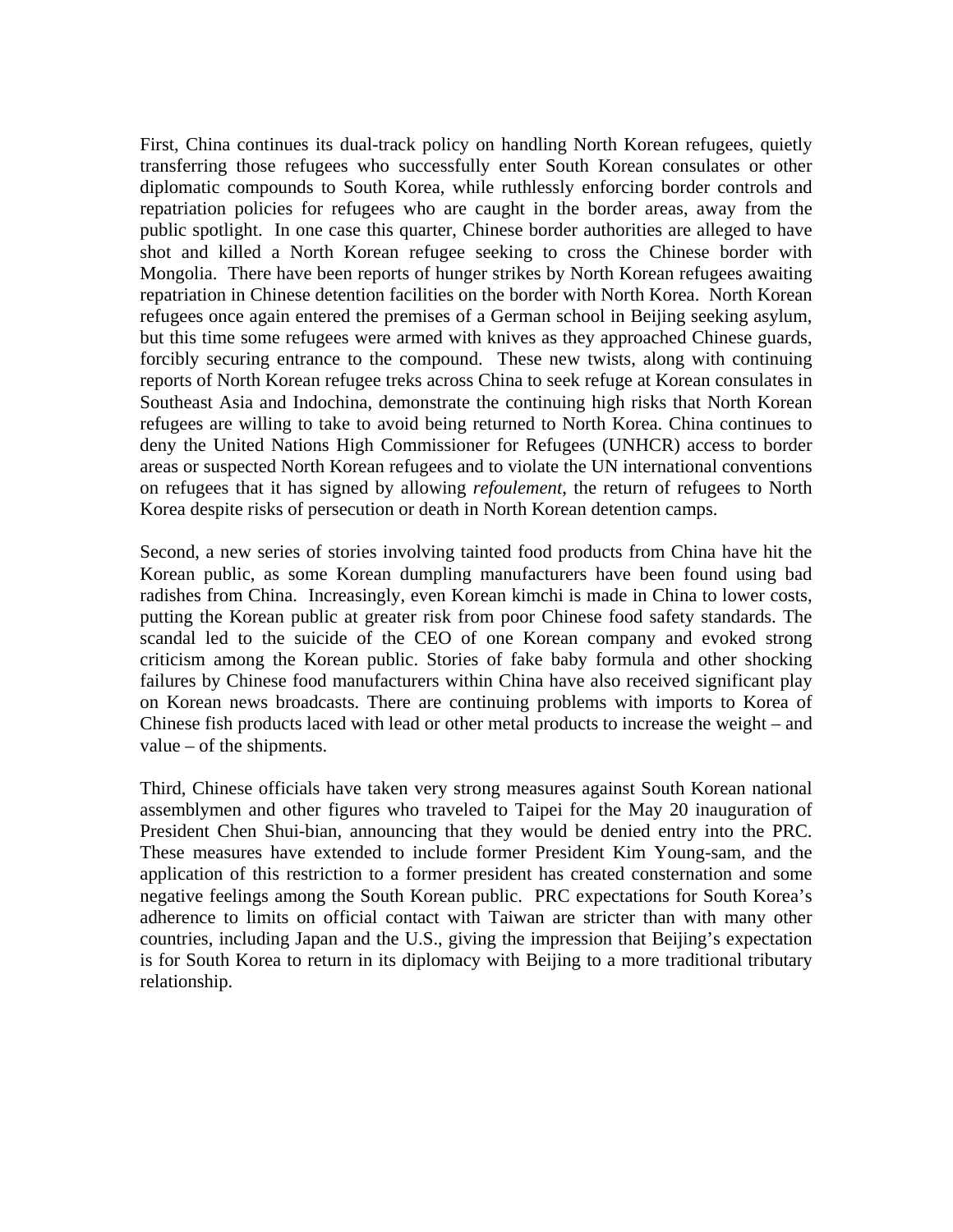First, China continues its dual-track policy on handling North Korean refugees, quietly transferring those refugees who successfully enter South Korean consulates or other diplomatic compounds to South Korea, while ruthlessly enforcing border controls and repatriation policies for refugees who are caught in the border areas, away from the public spotlight. In one case this quarter, Chinese border authorities are alleged to have shot and killed a North Korean refugee seeking to cross the Chinese border with Mongolia. There have been reports of hunger strikes by North Korean refugees awaiting repatriation in Chinese detention facilities on the border with North Korea. North Korean refugees once again entered the premises of a German school in Beijing seeking asylum, but this time some refugees were armed with knives as they approached Chinese guards, forcibly securing entrance to the compound. These new twists, along with continuing reports of North Korean refugee treks across China to seek refuge at Korean consulates in Southeast Asia and Indochina, demonstrate the continuing high risks that North Korean refugees are willing to take to avoid being returned to North Korea. China continues to deny the United Nations High Commissioner for Refugees (UNHCR) access to border areas or suspected North Korean refugees and to violate the UN international conventions on refugees that it has signed by allowing *refoulement*, the return of refugees to North Korea despite risks of persecution or death in North Korean detention camps.

Second, a new series of stories involving tainted food products from China have hit the Korean public, as some Korean dumpling manufacturers have been found using bad radishes from China. Increasingly, even Korean kimchi is made in China to lower costs, putting the Korean public at greater risk from poor Chinese food safety standards. The scandal led to the suicide of the CEO of one Korean company and evoked strong criticism among the Korean public. Stories of fake baby formula and other shocking failures by Chinese food manufacturers within China have also received significant play on Korean news broadcasts. There are continuing problems with imports to Korea of Chinese fish products laced with lead or other metal products to increase the weight – and value – of the shipments.

Third, Chinese officials have taken very strong measures against South Korean national assemblymen and other figures who traveled to Taipei for the May 20 inauguration of President Chen Shui-bian, announcing that they would be denied entry into the PRC. These measures have extended to include former President Kim Young-sam, and the application of this restriction to a former president has created consternation and some negative feelings among the South Korean public. PRC expectations for South Korea's adherence to limits on official contact with Taiwan are stricter than with many other countries, including Japan and the U.S., giving the impression that Beijing's expectation is for South Korea to return in its diplomacy with Beijing to a more traditional tributary relationship.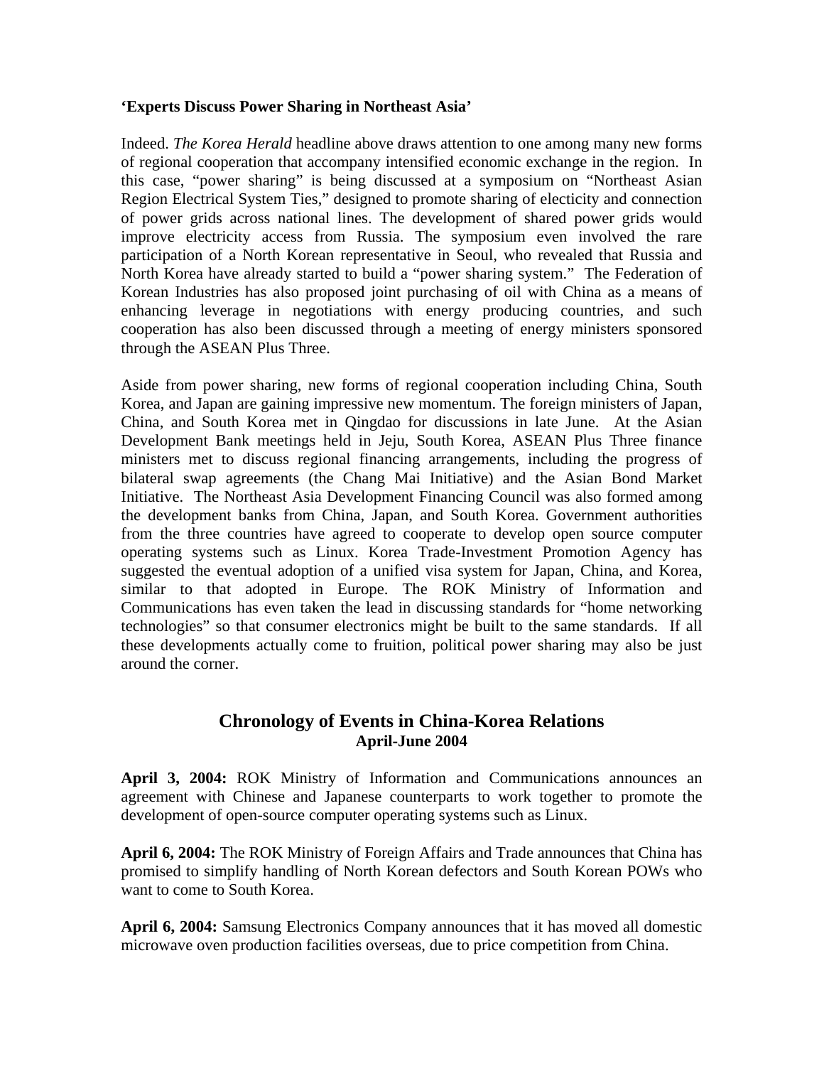**'Experts Discuss Power Sharing in Northeast Asia'**

Indeed. *The Korea Herald* headline above draws attention to one among many new forms of regional cooperation that accompany intensified economic exchange in the region. In this case, "power sharing" is being discussed at a symposium on "Northeast Asian Region Electrical System Ties," designed to promote sharing of electicity and connection of power grids across national lines. The development of shared power grids would improve electricity access from Russia. The symposium even involved the rare participation of a North Korean representative in Seoul, who revealed that Russia and North Korea have already started to build a "power sharing system." The Federation of Korean Industries has also proposed joint purchasing of oil with China as a means of enhancing leverage in negotiations with energy producing countries, and such cooperation has also been discussed through a meeting of energy ministers sponsored through the ASEAN Plus Three.

Aside from power sharing, new forms of regional cooperation including China, South Korea, and Japan are gaining impressive new momentum. The foreign ministers of Japan, China, and South Korea met in Qingdao for discussions in late June. At the Asian Development Bank meetings held in Jeju, South Korea, ASEAN Plus Three finance ministers met to discuss regional financing arrangements, including the progress of bilateral swap agreements (the Chang Mai Initiative) and the Asian Bond Market Initiative. The Northeast Asia Development Financing Council was also formed among the development banks from China, Japan, and South Korea. Government authorities from the three countries have agreed to cooperate to develop open source computer operating systems such as Linux. Korea Trade-Investment Promotion Agency has suggested the eventual adoption of a unified visa system for Japan, China, and Korea, similar to that adopted in Europe. The ROK Ministry of Information and Communications has even taken the lead in discussing standards for "home networking technologies" so that consumer electronics might be built to the same standards. If all these developments actually come to fruition, political power sharing may also be just around the corner.

## Chronology of Events in China-Korea Relations
### April-June 2004

**April 3, 2004:** ROK Ministry of Information and Communications announces an agreement with Chinese and Japanese counterparts to work together to promote the development of open-source computer operating systems such as Linux.

**April 6, 2004:** The ROK Ministry of Foreign Affairs and Trade announces that China has promised to simplify handling of North Korean defectors and South Korean POWs who want to come to South Korea.

**April 6, 2004:** Samsung Electronics Company announces that it has moved all domestic microwave oven production facilities overseas, due to price competition from China.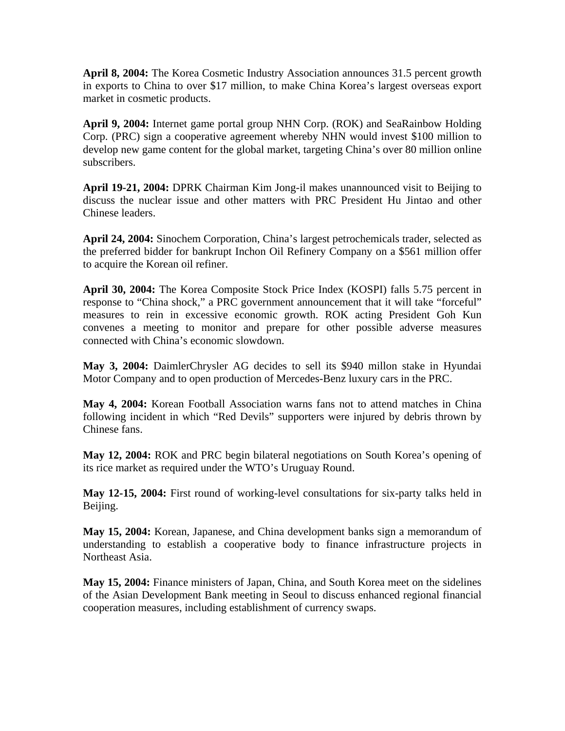**April 8, 2004:** The Korea Cosmetic Industry Association announces 31.5 percent growth in exports to China to over $17 million, to make China Korea's largest overseas export market in cosmetic products.

**April 9, 2004:** Internet game portal group NHN Corp. (ROK) and SeaRainbow Holding Corp. (PRC) sign a cooperative agreement whereby NHN would invest $100 million to develop new game content for the global market, targeting China's over 80 million online subscribers.

**April 19-21, 2004:** DPRK Chairman Kim Jong-il makes unannounced visit to Beijing to discuss the nuclear issue and other matters with PRC President Hu Jintao and other Chinese leaders.

**April 24, 2004:** Sinochem Corporation, China's largest petrochemicals trader, selected as the preferred bidder for bankrupt Inchon Oil Refinery Company on a $561 million offer to acquire the Korean oil refiner.

**April 30, 2004:** The Korea Composite Stock Price Index (KOSPI) falls 5.75 percent in response to "China shock," a PRC government announcement that it will take "forceful" measures to rein in excessive economic growth. ROK acting President Goh Kun convenes a meeting to monitor and prepare for other possible adverse measures connected with China's economic slowdown.

**May 3, 2004:** DaimlerChrysler AG decides to sell its $940 millon stake in Hyundai Motor Company and to open production of Mercedes-Benz luxury cars in the PRC.

**May 4, 2004:** Korean Football Association warns fans not to attend matches in China following incident in which "Red Devils" supporters were injured by debris thrown by Chinese fans.

**May 12, 2004:** ROK and PRC begin bilateral negotiations on South Korea's opening of its rice market as required under the WTO's Uruguay Round.

**May 12-15, 2004:** First round of working-level consultations for six-party talks held in Beijing.

**May 15, 2004:** Korean, Japanese, and China development banks sign a memorandum of understanding to establish a cooperative body to finance infrastructure projects in Northeast Asia.

**May 15, 2004:** Finance ministers of Japan, China, and South Korea meet on the sidelines of the Asian Development Bank meeting in Seoul to discuss enhanced regional financial cooperation measures, including establishment of currency swaps.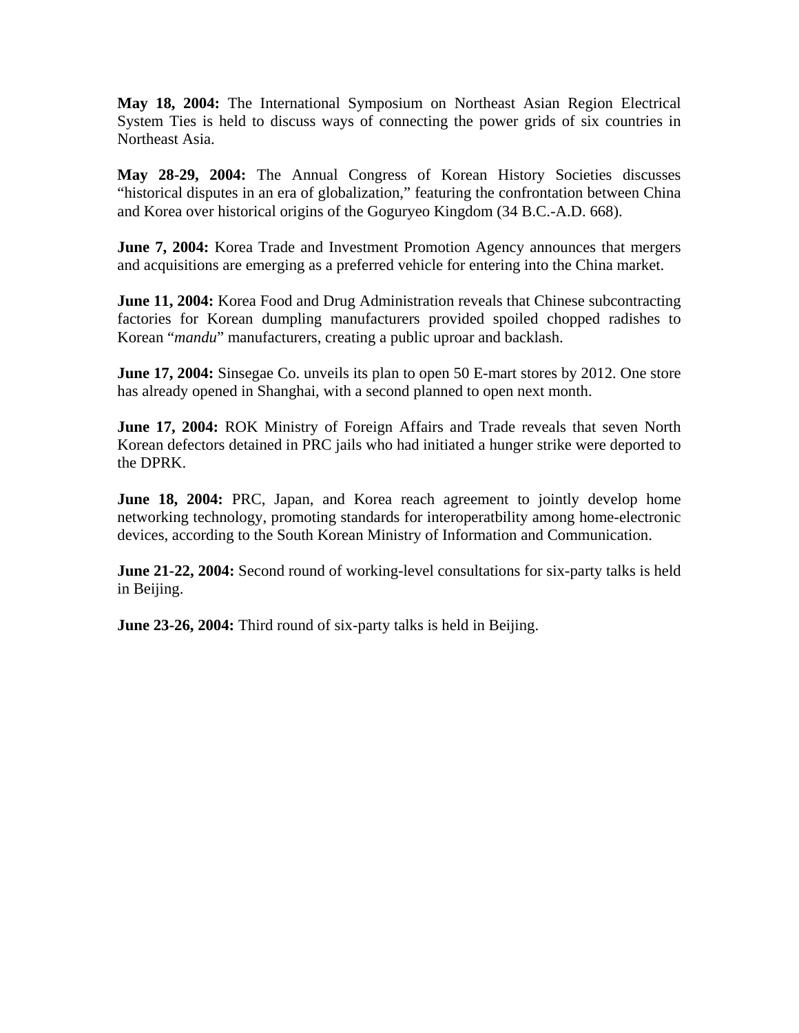**May 18, 2004:** The International Symposium on Northeast Asian Region Electrical System Ties is held to discuss ways of connecting the power grids of six countries in Northeast Asia.

**May 28-29, 2004:** The Annual Congress of Korean History Societies discusses "historical disputes in an era of globalization," featuring the confrontation between China and Korea over historical origins of the Goguryeo Kingdom (34 B.C.-A.D. 668).

**June 7, 2004:** Korea Trade and Investment Promotion Agency announces that mergers and acquisitions are emerging as a preferred vehicle for entering into the China market.

**June 11, 2004:** Korea Food and Drug Administration reveals that Chinese subcontracting factories for Korean dumpling manufacturers provided spoiled chopped radishes to Korean "*mandu*" manufacturers, creating a public uproar and backlash.

**June 17, 2004:** Sinsegae Co. unveils its plan to open 50 E-mart stores by 2012. One store has already opened in Shanghai, with a second planned to open next month.

**June 17, 2004:** ROK Ministry of Foreign Affairs and Trade reveals that seven North Korean defectors detained in PRC jails who had initiated a hunger strike were deported to the DPRK.

**June 18, 2004:** PRC, Japan, and Korea reach agreement to jointly develop home networking technology, promoting standards for interoperatbility among home-electronic devices, according to the South Korean Ministry of Information and Communication.

**June 21-22, 2004:** Second round of working-level consultations for six-party talks is held in Beijing.

**June 23-26, 2004:** Third round of six-party talks is held in Beijing.